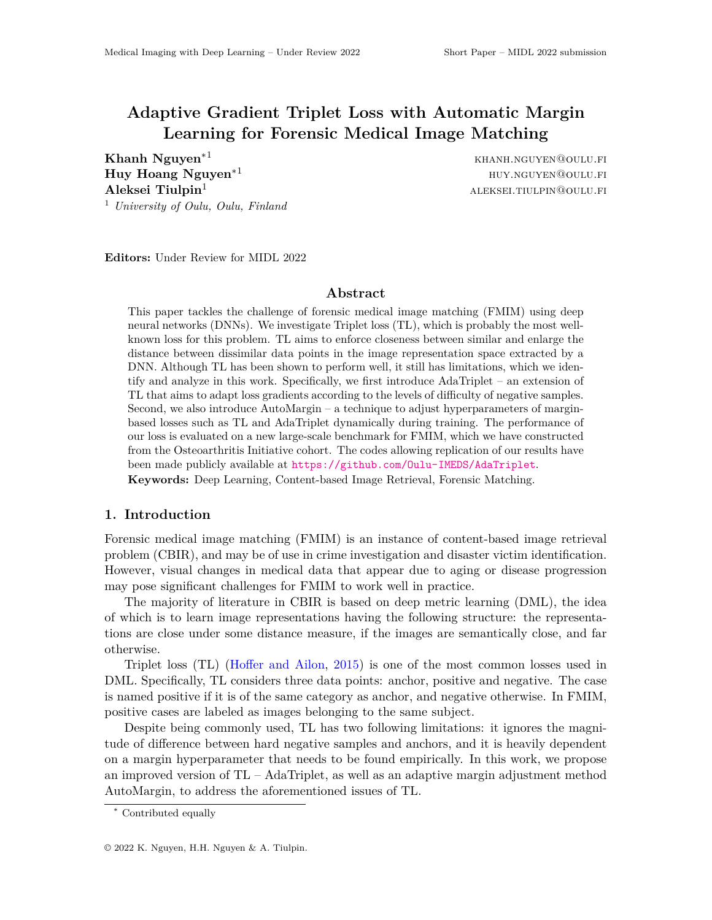# Adaptive Gradient Triplet Loss with Automatic Margin Learning for Forensic Medical Image Matching

**Khanh Nguyen**[*1] KHANH.NGUYEN@OULU.FI
**Huy Hoang Nguyen**[*1] HUY.NGUYEN@OULU.FI
**Aleksei Tiulpin**[1] ALEKSEI.TIULPIN@OULU.FI
[1] *University of Oulu, Oulu, Finland*

**Editors:** Under Review for MIDL 2022

## Abstract

This paper tackles the challenge of forensic medical image matching (FMIM) using deep neural networks (DNNs). We investigate Triplet loss (TL), which is probably the most well-known loss for this problem. TL aims to enforce closeness between similar and enlarge the distance between dissimilar data points in the image representation space extracted by a DNN. Although TL has been shown to perform well, it still has limitations, which we identify and analyze in this work. Specifically, we first introduce AdaTriplet – an extension of TL that aims to adapt loss gradients according to the levels of difficulty of negative samples. Second, we also introduce AutoMargin – a technique to adjust hyperparameters of margin-based losses such as TL and AdaTriplet dynamically during training. The performance of our loss is evaluated on a new large-scale benchmark for FMIM, which we have constructed from the Osteoarthritis Initiative cohort. The codes allowing replication of our results have been made publicly available at https://github.com/Oulu-IMEDS/AdaTriplet.

**Keywords:** Deep Learning, Content-based Image Retrieval, Forensic Matching.

## 1. Introduction

Forensic medical image matching (FMIM) is an instance of content-based image retrieval problem (CBIR), and may be of use in crime investigation and disaster victim identification. However, visual changes in medical data that appear due to aging or disease progression may pose significant challenges for FMIM to work well in practice.

The majority of literature in CBIR is based on deep metric learning (DML), the idea of which is to learn image representations having the following structure: the representations are close under some distance measure, if the images are semantically close, and far otherwise.

Triplet loss (TL) (Hoffer and Ailon, 2015) is one of the most common losses used in DML. Specifically, TL considers three data points: anchor, positive and negative. The case is named positive if it is of the same category as anchor, and negative otherwise. In FMIM, positive cases are labeled as images belonging to the same subject.

Despite being commonly used, TL has two following limitations: it ignores the magnitude of difference between hard negative samples and anchors, and it is heavily dependent on a margin hyperparameter that needs to be found empirically. In this work, we propose an improved version of TL – AdaTriplet, as well as an adaptive margin adjustment method AutoMargin, to address the aforementioned issues of TL.

[*] Contributed equally

© 2022 K. Nguyen, H.H. Nguyen & A. Tiulpin.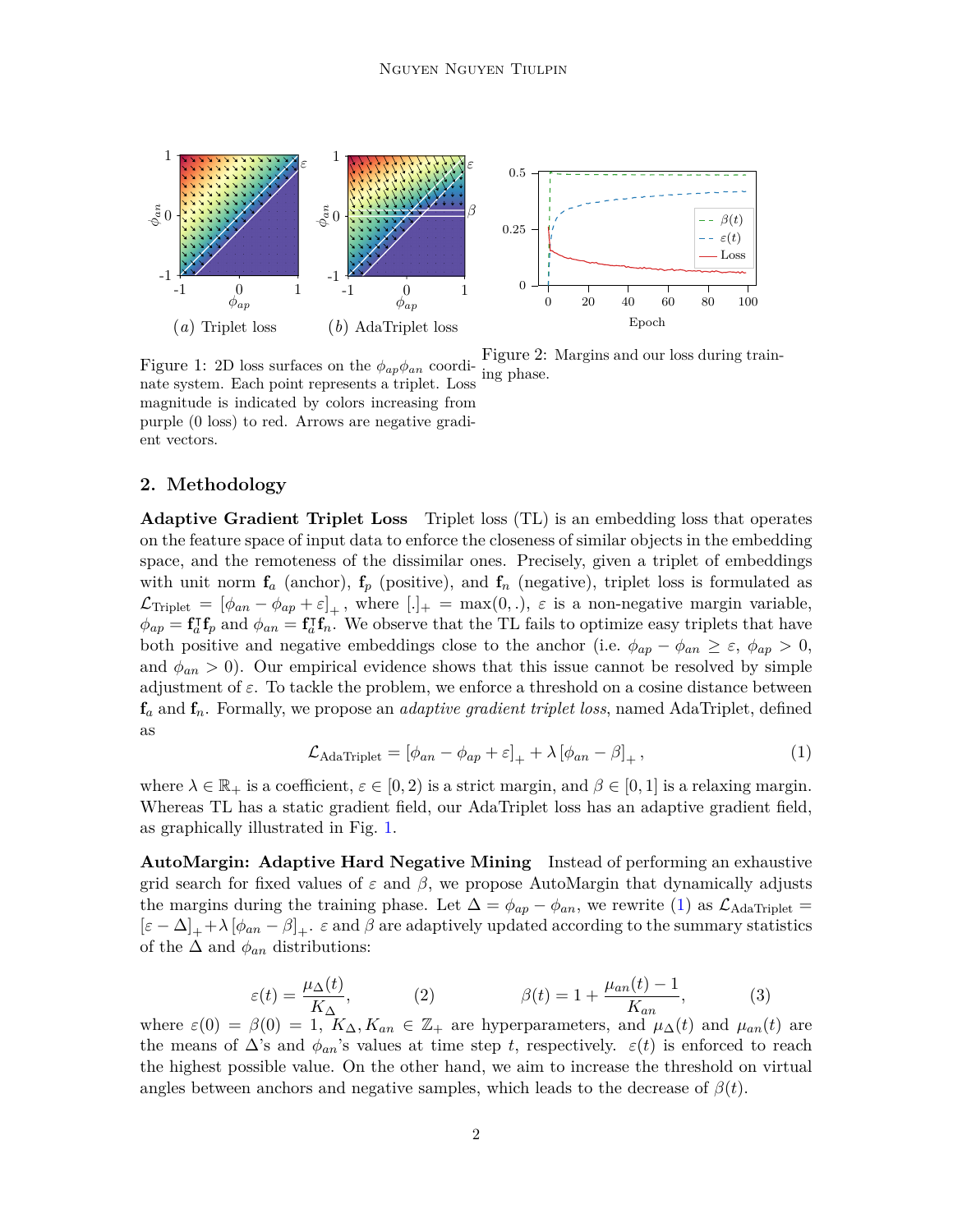1

$\phi_{an}$ 0

-1

-1 0 1

$\phi_{ap}$

$\varepsilon$

(a) Triplet loss

1

$\phi_{an}$ 0

-1

-1 0 1

$\phi_{ap}$

$\varepsilon$

$\beta$

(b) AdaTriplet loss

Figure 1: 2D loss surfaces on the $\phi_{ap}\phi_{an}$ coordinate system. Each point represents a triplet. Loss magnitude is indicated by colors increasing from purple (0 loss) to red. Arrows are negative gradient vectors.

0.5

0.25

0

0 20 40 60 80 100

Epoch

$\beta(t)$

$\varepsilon(t)$

Loss

Figure 2: Margins and our loss during training phase.

## 2. Methodology

**Adaptive Gradient Triplet Loss** Triplet loss (TL) is an embedding loss that operates on the feature space of input data to enforce the closeness of similar objects in the embedding space, and the remoteness of the dissimilar ones. Precisely, given a triplet of embeddings with unit norm $\mathbf{f}_a$ (anchor), $\mathbf{f}_p$ (positive), and $\mathbf{f}_n$ (negative), triplet loss is formulated as $\mathcal{L}_{\text{Triplet}} = [\phi_{an} - \phi_{ap} + \varepsilon]_+$, where $[.]_+ = \max(0, .)$, $\varepsilon$ is a non-negative margin variable, $\phi_{ap} = \mathbf{f}_a^\intercal \mathbf{f}_p$ and $\phi_{an} = \mathbf{f}_a^\intercal \mathbf{f}_n$. We observe that the TL fails to optimize easy triplets that have both positive and negative embeddings close to the anchor (i.e. $\phi_{ap} - \phi_{an} \geq \varepsilon$, $\phi_{ap} > 0$, and $\phi_{an} > 0$). Our empirical evidence shows that this issue cannot be resolved by simple adjustment of $\varepsilon$. To tackle the problem, we enforce a threshold on a cosine distance between $\mathbf{f}_a$ and $\mathbf{f}_n$. Formally, we propose an *adaptive gradient triplet loss*, named AdaTriplet, defined as

$$\mathcal{L}_{\text{AdaTriplet}} = [\phi_{an} - \phi_{ap} + \varepsilon]_+ + \lambda\,[\phi_{an} - \beta]_+, \tag{1}$$

where $\lambda \in \mathbb{R}_+$ is a coefficient, $\varepsilon \in [0, 2)$ is a strict margin, and $\beta \in [0, 1]$ is a relaxing margin. Whereas TL has a static gradient field, our AdaTriplet loss has adaptive gradient field, as graphically illustrated in Fig. 1.

**AutoMargin: Adaptive Hard Negative Mining** Instead of performing an exhaustive grid search for fixed values of $\varepsilon$ and $\beta$, we propose AutoMargin that dynamically adjusts the margins during the training phase. Let $\Delta = \phi_{ap} - \phi_{an}$, we rewrite (1) as $\mathcal{L}_{\text{AdaTriplet}} = [\varepsilon - \Delta]_+ + \lambda\,[\phi_{an} - \beta]_+$. $\varepsilon$ and $\beta$ are adaptively updated according to the summary statistics of the $\Delta$ and $\phi_{an}$ distributions:

$$\varepsilon(t) = \frac{\mu_\Delta(t)}{K_\Delta}, \tag{2}$$

$$\beta(t) = 1 + \frac{\mu_{an}(t) - 1}{K_{an}}, \tag{3}$$

where $\varepsilon(0) = \beta(0) = 1$, $K_\Delta, K_{an} \in \mathbb{Z}_+$ are hyperparameters, and $\mu_\Delta(t)$ and $\mu_{an}(t)$ are the means of $\Delta$'s and $\phi_{an}$'s values at time step $t$, respectively. $\varepsilon(t)$ is enforced to reach the highest possible value. On the other hand, we aim to increase the threshold on virtual angles between anchors and negative samples, which leads to the decrease of $\beta(t)$.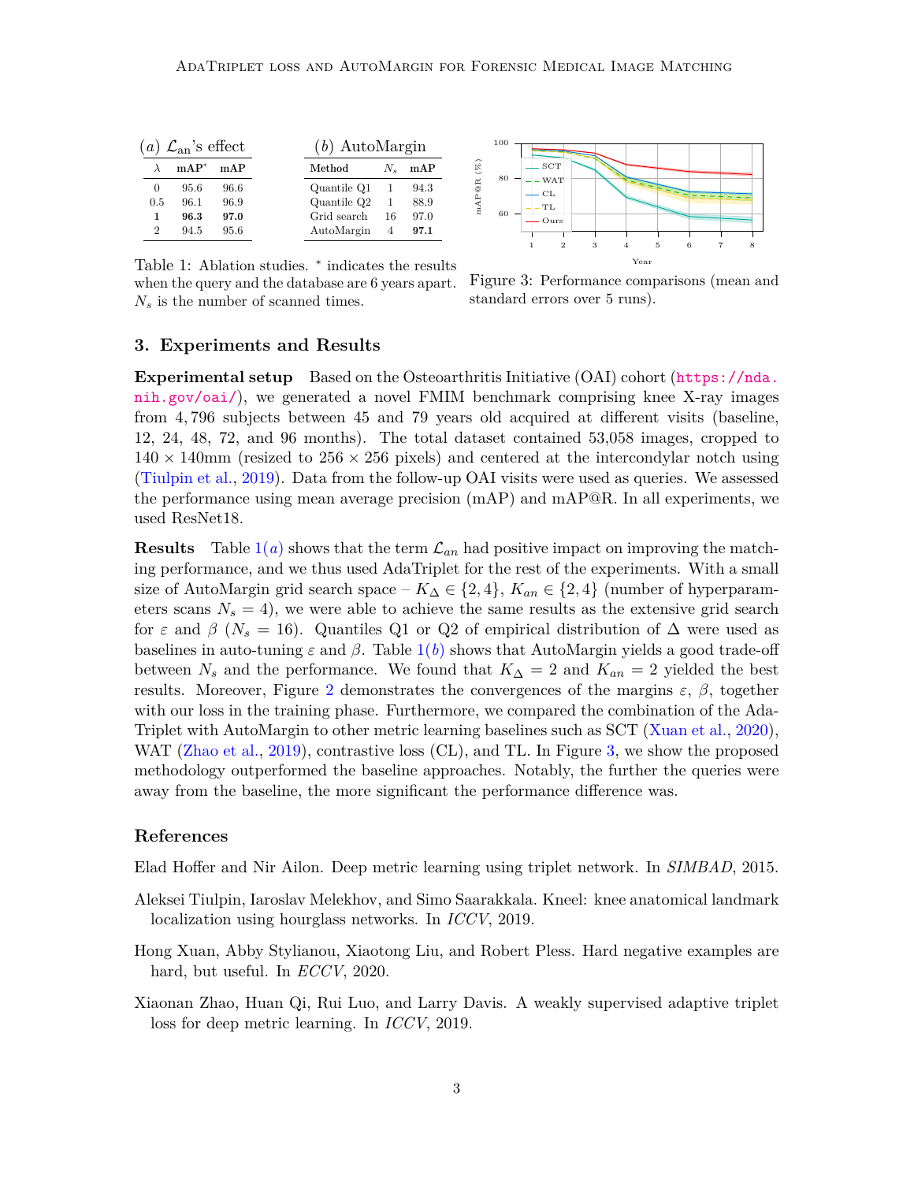(*a*) $\mathcal{L}_{\text{an}}$'s effect

| $\lambda$ | mAP* | mAP |
|---|---|---|
| 0 | 95.6 | 96.6 |
| 0.5 | 96.1 | 96.9 |
| **1** | **96.3** | **97.0** |
| 2 | 94.5 | 95.6 |

(*b*) AutoMargin

| Method | $N_s$ | mAP |
|---|---|---|
| Quantile Q1 | 1 | 94.3 |
| Quantile Q2 | 1 | 88.9 |
| Grid search | 16 | 97.0 |
| AutoMargin | 4 | **97.1** |

Table 1: Ablation studies. * indicates the results when the query and the database are 6 years apart. $N_s$ is the number of scanned times.

100
80
60
mAP@R (%)
SCT
WAT
CL
TL
Ours
1 2 3 4 5 6 7 8
Year

Figure 3: Performance comparisons (mean and standard errors over 5 runs).

## 3. Experiments and Results

**Experimental setup** Based on the Osteoarthritis Initiative (OAI) cohort (https://nda.nih.gov/oai/), we generated a novel FMIM benchmark comprising knee X-ray images from 4,796 subjects between 45 and 79 years old acquired at different visits (baseline, 12, 24, 48, 72, and 96 months). The total dataset contained 53,058 images, cropped to $140 \times 140$mm (resized to $256 \times 256$ pixels) and centered at the intercondylar notch using (Tiulpin et al., 2019). Data from the follow-up OAI visits were used as queries. We assessed the performance using mean average precision (mAP) and mAP@R. In all experiments, we used ResNet18.

**Results** Table 1(*a*) shows that the term $\mathcal{L}_{an}$ had positive impact on improving the matching performance, and we thus used AdaTriplet for the rest of the experiments. With a small size of AutoMargin grid search space – $K_\Delta \in \{2, 4\}$, $K_{an} \in \{2, 4\}$ (number of hyperparameters scans $N_s = 4$), we were able to achieve the same results as the extensive grid search for $\varepsilon$ and $\beta$ ($N_s = 16$). Quantiles Q1 or Q2 of empirical distribution of $\Delta$ were used as baselines in auto-tuning $\varepsilon$ and $\beta$. Table 1(*b*) shows that AutoMargin yields a good trade-off between $N_s$ and the performance. We found that $K_\Delta = 2$ and $K_{an} = 2$ yielded the best results. Moreover, Figure 2 demonstrates the convergences of the margins $\varepsilon$, $\beta$, together with our loss in the training phase. Furthermore, we compared the combination of the AdaTriplet with AutoMargin to other metric learning baselines such as SCT (Xuan et al., 2020), WAT (Zhao et al., 2019), contrastive loss (CL), and TL. In Figure 3, we show the proposed methodology outperformed the baseline approaches. Notably, the further the queries were away from the baseline, the more significant the performance difference was.

## References

Elad Hoffer and Nir Ailon. Deep metric learning using triplet network. In *SIMBAD*, 2015.

Aleksei Tiulpin, Iaroslav Melekhov, and Simo Saarakkala. Kneel: knee anatomical landmark localization using hourglass networks. In *ICCV*, 2019.

Hong Xuan, Abby Stylianou, Xiaotong Liu, and Robert Pless. Hard negative examples are hard, but useful. In *ECCV*, 2020.

Xiaonan Zhao, Huan Qi, Rui Luo, and Larry Davis. A weakly supervised adaptive triplet loss for deep metric learning. In *ICCV*, 2019.